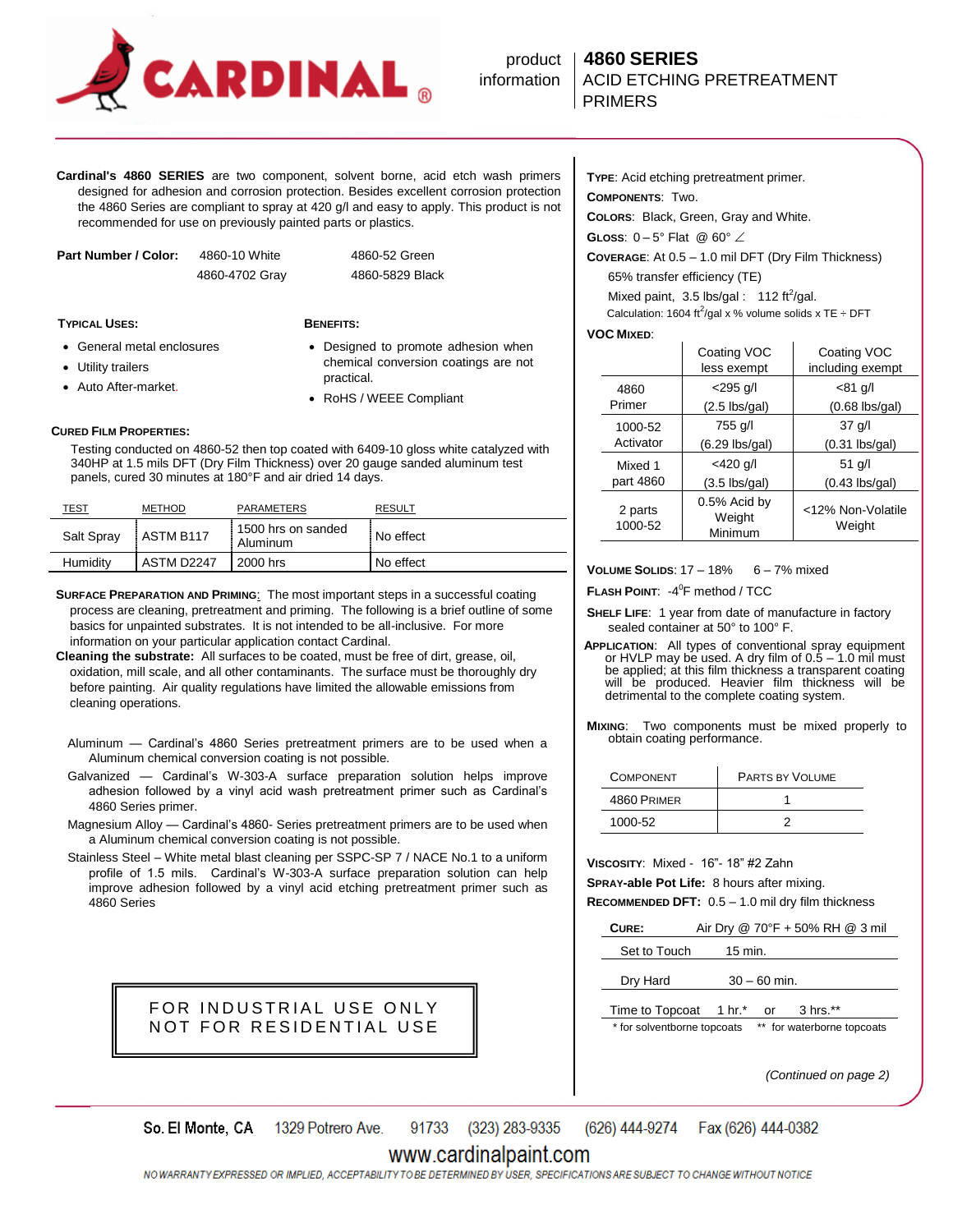# CARDINAL®

product information

## 4860 SERIES
## ACID ETCHING PRETREATMENT PRIMERS

**Cardinal's 4860 SERIES** are two component, solvent borne, acid etch wash primers designed for adhesion and corrosion protection. Besides excellent corrosion protection the 4860 Series are compliant to spray at 420 g/l and easy to apply. This product is not recommended for use on previously painted parts or plastics.

| **Part Number / Color:** | | |
|---|---|---|
| | 4860-10 White | 4860-52 Green |
| | 4860-4702 Gray | 4860-5829 Black |

**TYPICAL USES:**

- General metal enclosures
- Utility trailers
- Auto After-market.

**BENEFITS:**

- Designed to promote adhesion when chemical conversion coatings are not practical.
- RoHS / WEEE Compliant

**CURED FILM PROPERTIES:**

Testing conducted on 4860-52 then top coated with 6409-10 gloss white catalyzed with 340HP at 1.5 mils DFT (Dry Film Thickness) over 20 gauge sanded aluminum test panels, cured 30 minutes at 180°F and air dried 14 days.

| TEST | METHOD | PARAMETERS | RESULT |
|---|---|---|---|
| Salt Spray | ASTM B117 | 1500 hrs on sanded Aluminum | No effect |
| Humidity | ASTM D2247 | 2000 hrs | No effect |

**SURFACE PREPARATION AND PRIMING**: The most important steps in a successful coating process are cleaning, pretreatment and priming. The following is a brief outline of some basics for unpainted substrates. It is not intended to be all-inclusive. For more information on your particular application contact Cardinal.

**Cleaning the substrate:** All surfaces to be coated, must be free of dirt, grease, oil, oxidation, mill scale, and all other contaminants. The surface must be thoroughly dry before painting. Air quality regulations have limited the allowable emissions from cleaning operations.

Aluminum — Cardinal's 4860 Series pretreatment primers are to be used when a Aluminum chemical conversion coating is not possible.

Galvanized — Cardinal's W-303-A surface preparation solution helps improve adhesion followed by a vinyl acid wash pretreatment primer such as Cardinal's 4860 Series primer.

Magnesium Alloy — Cardinal's 4860- Series pretreatment primers are to be used when a Aluminum chemical conversion coating is not possible.

Stainless Steel – White metal blast cleaning per SSPC-SP 7 / NACE No.1 to a uniform profile of 1.5 mils. Cardinal's W-303-A surface preparation solution can help improve adhesion followed by a vinyl acid etching pretreatment primer such as 4860 Series

**FOR INDUSTRIAL USE ONLY**
**NOT FOR RESIDENTIAL USE**

**TYPE**: Acid etching pretreatment primer.

**COMPONENTS**: Two.

**COLORS**: Black, Green, Gray and White.

**GLOSS**: 0 – 5° Flat @ 60° ∠

**COVERAGE**: At 0.5 – 1.0 mil DFT (Dry Film Thickness)

65% transfer efficiency (TE)

Mixed paint, 3.5 lbs/gal : 112 ft$^2$/gal.

Calculation: 1604 ft$^2$/gal x % volume solids x TE ÷ DFT

**VOC MIXED**:

| | Coating VOC less exempt | Coating VOC including exempt |
|---|---|---|
| 4860 Primer | <295 g/l (2.5 lbs/gal) | <81 g/l (0.68 lbs/gal) |
| 1000-52 Activator | 755 g/l (6.29 lbs/gal) | 37 g/l (0.31 lbs/gal) |
| Mixed 1 part 4860 | <420 g/l (3.5 lbs/gal) | 51 g/l (0.43 lbs/gal) |
| 2 parts 1000-52 | 0.5% Acid by Weight Minimum | <12% Non-Volatile Weight |

**VOLUME SOLIDS**: 17 – 18% 6 – 7% mixed

**FLASH POINT**: -4$^0$F method / TCC

**SHELF LIFE**: 1 year from date of manufacture in factory sealed container at 50° to 100° F.

**APPLICATION**: All types of conventional spray equipment or HVLP may be used. A dry film of 0.5 – 1.0 mil must be applied; at this film thickness a transparent coating will be produced. Heavier film thickness will be detrimental to the complete coating system.

**MIXING**: Two components must be mixed properly to obtain coating performance.

| COMPONENT | PARTS BY VOLUME |
|---|---|
| 4860 PRIMER | 1 |
| 1000-52 | 2 |

**VISCOSITY**: Mixed - 16"- 18" #2 Zahn

**SPRAY-able Pot Life:** 8 hours after mixing.

**RECOMMENDED DFT:** 0.5 – 1.0 mil dry film thickness

| **CURE:** | Air Dry @ 70°F + 50% RH @ 3 mil |
|---|---|
| Set to Touch | 15 min. |
| Dry Hard | 30 – 60 min. |
| Time to Topcoat | 1 hr.* or 3 hrs.** |

\* for solventborne topcoats ** for waterborne topcoats

*(Continued on page 2)*

So. El Monte, CA 1329 Potrero Ave. 91733 (323) 283-9335 (626) 444-9274 Fax (626) 444-0382

www.cardinalpaint.com

NO WARRANTY EXPRESSED OR IMPLIED, ACCEPTABILITY TO BE DETERMINED BY USER, SPECIFICATIONS ARE SUBJECT TO CHANGE WITHOUT NOTICE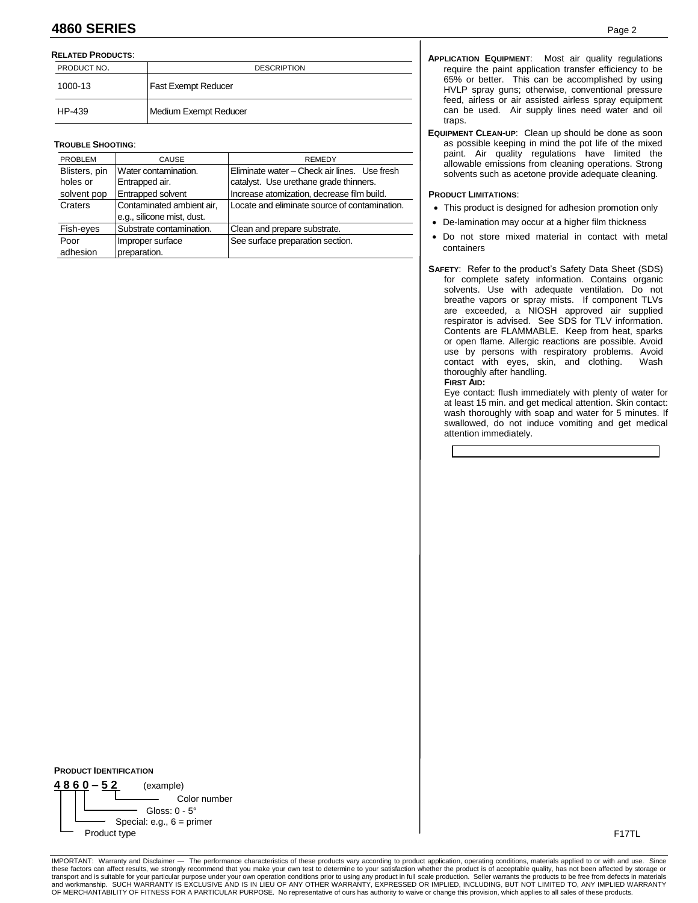**RELATED PRODUCTS**:

| PRODUCT NO. | DESCRIPTION |
|---|---|
| 1000-13 | Fast Exempt Reducer |
| HP-439 | Medium Exempt Reducer |

**TROUBLE SHOOTING**:

| PROBLEM | CAUSE | REMEDY |
|---|---|---|
| Blisters, pin holes or solvent pop | Water contamination. Entrapped air. Entrapped solvent | Eliminate water – Check air lines. Use fresh catalyst. Use urethane grade thinners. Increase atomization, decrease film build. |
| Craters | Contaminated ambient air, e.g., silicone mist, dust. | Locate and eliminate source of contamination. |
| Fish-eyes | Substrate contamination. | Clean and prepare substrate. |
| Poor adhesion | Improper surface preparation. | See surface preparation section. |

**PRODUCT IDENTIFICATION**

**4860 – 52** (example)

- 52: Color number
- 0: Gloss: 0 - 5°
- 6: Special: e.g., 6 = primer
- 48: Product type

**APPLICATION EQUIPMENT**: Most air quality regulations require the paint application transfer efficiency to be 65% or better. This can be accomplished by using HVLP spray guns; otherwise, conventional pressure feed, airless or air assisted airless spray equipment can be used. Air supply lines need water and oil traps.

**EQUIPMENT CLEAN-UP**: Clean up should be done as soon as possible keeping in mind the pot life of the mixed paint. Air quality regulations have limited the allowable emissions from cleaning operations. Strong solvents such as acetone provide adequate cleaning.

**PRODUCT LIMITATIONS**:

- This product is designed for adhesion promotion only
- De-lamination may occur at a higher film thickness
- Do not store mixed material in contact with metal containers

**SAFETY**: Refer to the product's Safety Data Sheet (SDS) for complete safety information. Contains organic solvents. Use with adequate ventilation. Do not breathe vapors or spray mists. If component TLVs are exceeded, a NIOSH approved air supplied respirator is advised. See SDS for TLV information. Contents are FLAMMABLE. Keep from heat, sparks or open flame. Allergic reactions are possible. Avoid use by persons with respiratory problems. Avoid contact with eyes, skin, and clothing. Wash thoroughly after handling.

**FIRST AID:**

Eye contact: flush immediately with plenty of water for at least 15 min. and get medical attention. Skin contact: wash thoroughly with soap and water for 5 minutes. If swallowed, do not induce vomiting and get medical attention immediately.

F17TL

IMPORTANT: Warranty and Disclaimer — The performance characteristics of these products vary according to product application, operating conditions, materials applied to or with and use. Since these factors can affect results, we strongly recommend that you make your own test to determine to your satisfaction whether the product is of acceptable quality, has not been affected by storage or transport and is suitable for your particular purpose under your own operation conditions prior to using any product in full scale production. Seller warrants the products to be free from defects in materials and workmanship. SUCH WARRANTY IS EXCLUSIVE AND IS IN LIEU OF ANY OTHER WARRANTY, EXPRESSED OR IMPLIED, INCLUDING, BUT NOT LIMITED TO, ANY IMPLIED WARRANTY OF MERCHANTABILITY OF FITNESS FOR A PARTICULAR PURPOSE. No representative of ours has authority to waive or change this provision, which applies to all sales of these products.